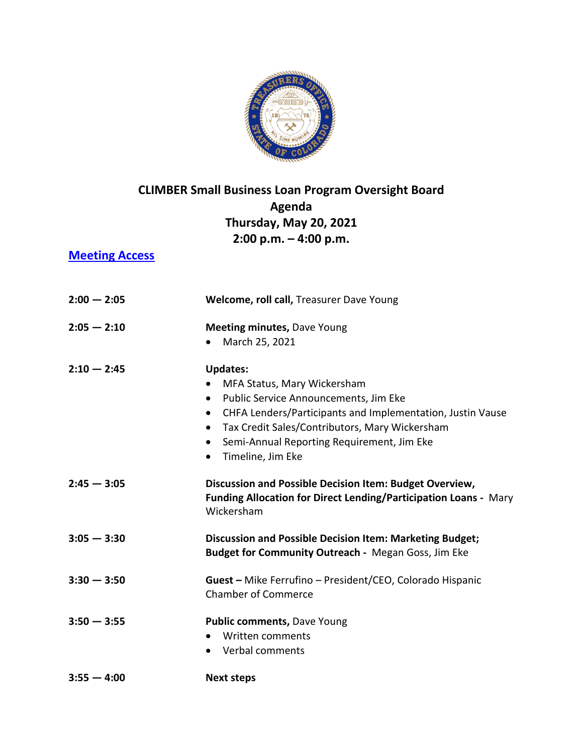# CLIMBER Small Business Loan Program Oversight Board

## Agenda

### Thursday, May 20, 2021

### 2:00 p.m. – 4:00 p.m.

**[Meeting Access]**

| | |
|---|---|
| **2:00 — 2:05** | **Welcome, roll call,** Treasurer Dave Young |
| **2:05 — 2:10** | **Meeting minutes,** Dave Young<br>• March 25, 2021 |
| **2:10 — 2:45** | **Updates:**<br>• MFA Status, Mary Wickersham<br>• Public Service Announcements, Jim Eke<br>• CHFA Lenders/Participants and Implementation, Justin Vause<br>• Tax Credit Sales/Contributors, Mary Wickersham<br>• Semi-Annual Reporting Requirement, Jim Eke<br>• Timeline, Jim Eke |
| **2:45 — 3:05** | **Discussion and Possible Decision Item: Budget Overview, Funding Allocation for Direct Lending/Participation Loans -** Mary Wickersham |
| **3:05 — 3:30** | **Discussion and Possible Decision Item: Marketing Budget; Budget for Community Outreach -** Megan Goss, Jim Eke |
| **3:30 — 3:50** | **Guest –** Mike Ferrufino – President/CEO, Colorado Hispanic Chamber of Commerce |
| **3:50 — 3:55** | **Public comments,** Dave Young<br>• Written comments<br>• Verbal comments |
| **3:55 — 4:00** | **Next steps** |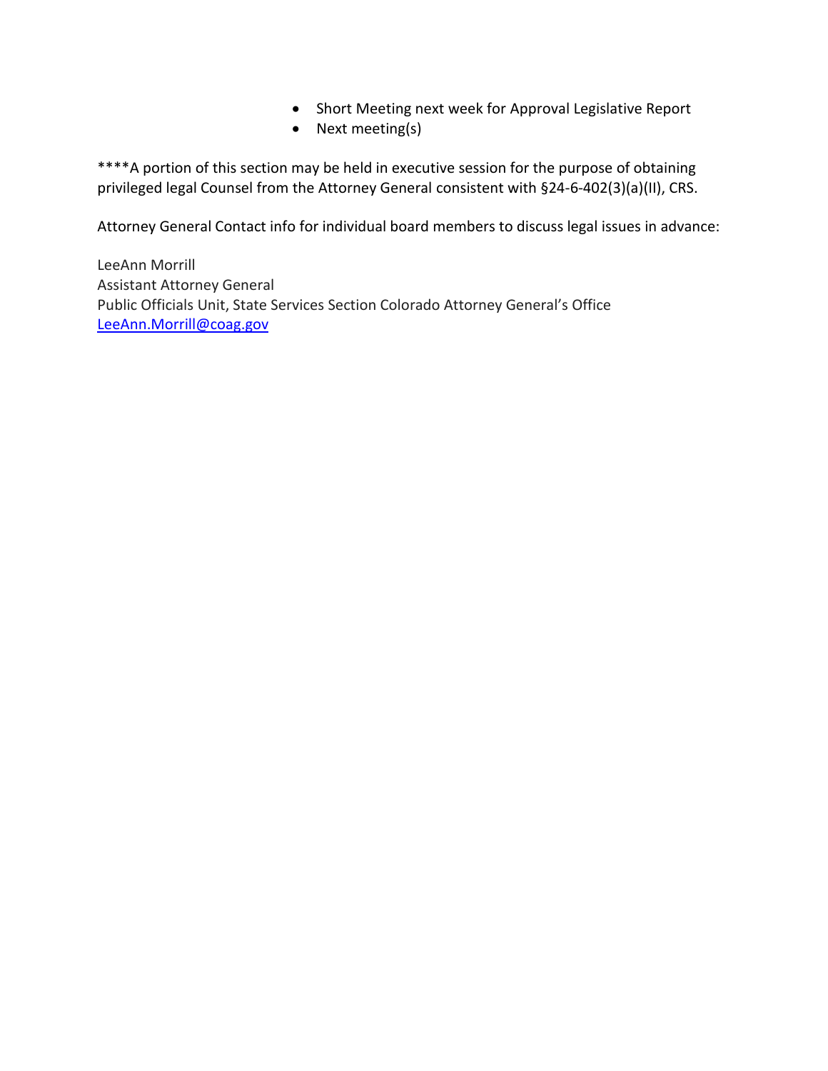- Short Meeting next week for Approval Legislative Report
- Next meeting(s)

****A portion of this section may be held in executive session for the purpose of obtaining privileged legal Counsel from the Attorney General consistent with §24-6-402(3)(a)(II), CRS.

Attorney General Contact info for individual board members to discuss legal issues in advance:

LeeAnn Morrill
Assistant Attorney General
Public Officials Unit, State Services Section Colorado Attorney General's Office
LeeAnn.Morrill@coag.gov